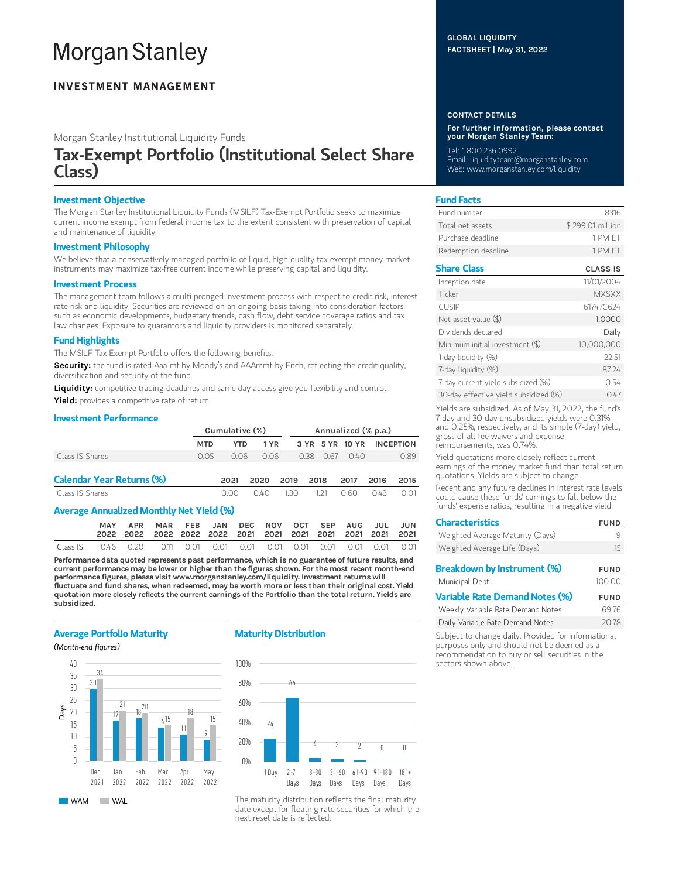# Morgan Stanley

## INVESTMENT MANAGEMENT

GLOBAL LIQUIDITY
FACTSHEET | May 31, 2022

Morgan Stanley Institutional Liquidity Funds

# Tax-Exempt Portfolio (Institutional Select Share Class)

### Investment Objective

The Morgan Stanley Institutional Liquidity Funds (MSILF) Tax-Exempt Portfolio seeks to maximize current income exempt from federal income tax to the extent consistent with preservation of capital and maintenance of liquidity.

### Investment Philosophy

We believe that a conservatively managed portfolio of liquid, high-quality tax-exempt money market instruments may maximize tax-free current income while preserving capital and liquidity.

### Investment Process

The management team follows a multi-pronged investment process with respect to credit risk, interest rate risk and liquidity. Securities are reviewed on an ongoing basis taking into consideration factors such as economic developments, budgetary trends, cash flow, debt service coverage ratios and tax law changes. Exposure to guarantors and liquidity providers is monitored separately.

### Fund Highlights

The MSILF Tax-Exempt Portfolio offers the following benefits:

**Security:** the fund is rated Aaa-mf by Moody's and AAAmmf by Fitch, reflecting the credit quality, diversification and security of the fund.

**Liquidity:** competitive trading deadlines and same-day access give you flexibility and control.

**Yield:** provides a competitive rate of return.

### Investment Performance

| | Cumulative (%) | | | Annualized (% p.a.) | | | |
|---|---|---|---|---|---|---|---|
| | MTD | YTD | 1 YR | 3 YR | 5 YR | 10 YR | INCEPTION |
| Class IS Shares | 0.05 | 0.06 | 0.06 | 0.38 | 0.67 | 0.40 | 0.89 |

### Calendar Year Returns (%)

| | 2021 | 2020 | 2019 | 2018 | 2017 | 2016 | 2015 |
|---|---|---|---|---|---|---|---|
| Class IS Shares | 0.00 | 0.40 | 1.30 | 1.21 | 0.60 | 0.43 | 0.01 |

### Average Annualized Monthly Net Yield (%)

| | MAY 2022 | APR 2022 | MAR 2022 | FEB 2022 | JAN 2022 | DEC 2021 | NOV 2021 | OCT 2021 | SEP 2021 | AUG 2021 | JUL 2021 | JUN 2021 |
|---|---|---|---|---|---|---|---|---|---|---|---|---|
| Class IS | 0.46 | 0.20 | 0.11 | 0.01 | 0.01 | 0.01 | 0.01 | 0.01 | 0.01 | 0.01 | 0.01 | 0.01 |

**Performance data quoted represents past performance, which is no guarantee of future results, and current performance may be lower or higher than the figures shown. For the most recent month-end performance figures, please visit www.morganstanley.com/liquidity. Investment returns will fluctuate and fund shares, when redeemed, may be worth more or less than their original cost. Yield quotation more closely reflects the current earnings of the Portfolio than the total return. Yields are subsidized.**

### Average Portfolio Maturity

*(Month-end figures)*

Days
40
35
30
25
20
15
10
5
0
30 34
17 21
18 20
14 15
11 18
9 15
Dec 2021
Jan 2022
Feb 2022
Mar 2022
Apr 2022
May 2022
WAM
WAL

### Maturity Distribution

100%
80%
60%
40%
20%
0%
24
66
4
3
2
0
0
1 Day
2-7 Days
8-30 Days
31-60 Days
61-90 Days
91-180 Days
181+ Days

The maturity distribution reflects the final maturity date except for floating rate securities for which the next reset date is reflected.

### CONTACT DETAILS

**For further information, please contact your Morgan Stanley Team:**

Tel: 1.800.236.0992
Email: liquidityteam@morganstanley.com
Web: www.morganstanley.com/liquidity

### Fund Facts

| | |
|---|---|
| Fund number | 8316 |
| Total net assets | $ 299.01 million |
| Purchase deadline | 1 PM ET |
| Redemption deadline | 1 PM ET |

| Share Class | CLASS IS |
|---|---|
| Inception date | 11/01/2004 |
| Ticker | MXSXX |
| CUSIP | 61747C624 |
| Net asset value ($) | 1.0000 |
| Dividends declared | Daily |
| Minimum initial investment ($) | 10,000,000 |
| 1-day liquidity (%) | 22.51 |
| 7-day liquidity (%) | 87.24 |
| 7-day current yield subsidized (%) | 0.54 |
| 30-day effective yield subsidized (%) | 0.47 |

Yields are subsidized. As of May 31, 2022, the fund's 7 day and 30 day unsubsidized yields were 0.31% and 0.25%, respectively, and its simple (7-day) yield, gross of all fee waivers and expense reimbursements, was 0.74%.

Yield quotations more closely reflect current earnings of the money market fund than total return quotations. Yields are subject to change.

Recent and any future declines in interest rate levels could cause these funds' earnings to fall below the funds' expense ratios, resulting in a negative yield.

| Characteristics | FUND |
|---|---|
| Weighted Average Maturity (Days) | 9 |
| Weighted Average Life (Days) | 15 |

| Breakdown by Instrument (%) | FUND |
|---|---|
| Municipal Debt | 100.00 |

| Variable Rate Demand Notes (%) | FUND |
|---|---|
| Weekly Variable Rate Demand Notes | 69.76 |
| Daily Variable Rate Demand Notes | 20.78 |

Subject to change daily. Provided for informational purposes only and should not be deemed as a recommendation to buy or sell securities in the sectors shown above.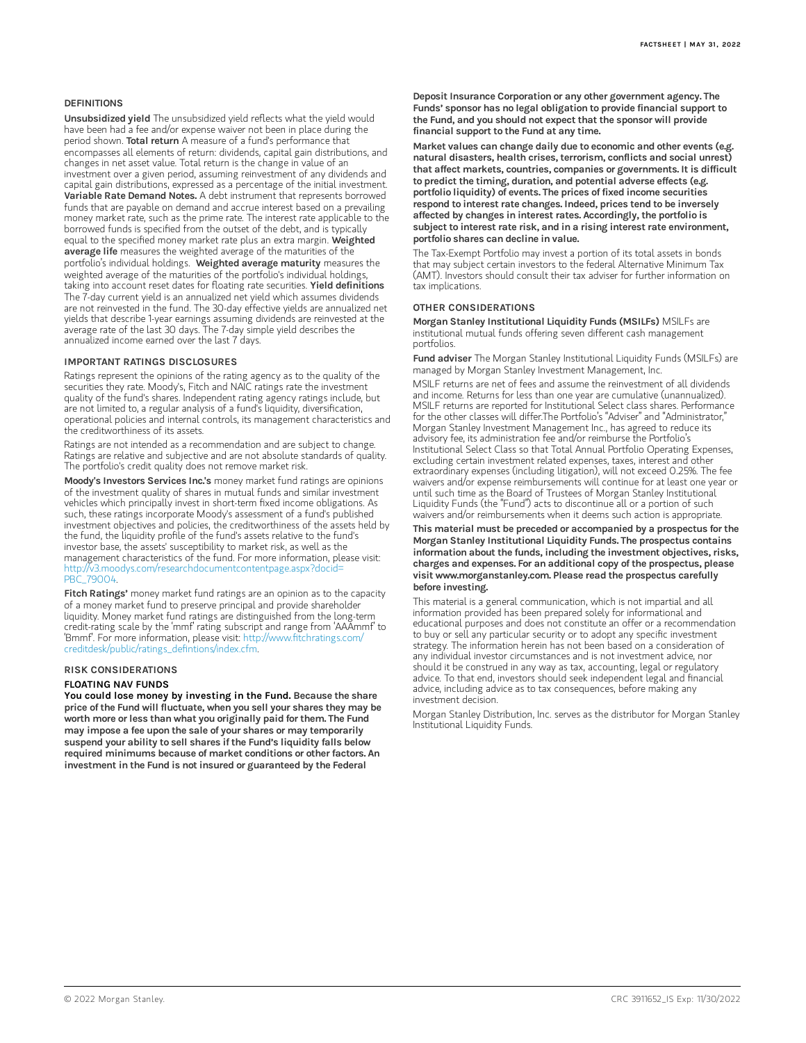## DEFINITIONS

**Unsubsidized yield** The unsubsidized yield reflects what the yield would have been had a fee and/or expense waiver not been in place during the period shown. **Total return** A measure of a fund's performance that encompasses all elements of return: dividends, capital gain distributions, and changes in net asset value. Total return is the change in value of an investment over a given period, assuming reinvestment of any dividends and capital gain distributions, expressed as a percentage of the initial investment. **Variable Rate Demand Notes.** A debt instrument that represents borrowed funds that are payable on demand and accrue interest based on a prevailing money market rate, such as the prime rate. The interest rate applicable to the borrowed funds is specified from the outset of the debt, and is typically equal to the specified money market rate plus an extra margin. **Weighted average life** measures the weighted average of the maturities of the portfolio's individual holdings. **Weighted average maturity** measures the weighted average of the maturities of the portfolio's individual holdings, taking into account reset dates for floating rate securities. **Yield definitions** The 7-day current yield is an annualized net yield which assumes dividends are not reinvested in the fund. The 30-day effective yields are annualized net yields that describe 1-year earnings assuming dividends are reinvested at the average rate of the last 30 days. The 7-day simple yield describes the annualized income earned over the last 7 days.

## IMPORTANT RATINGS DISCLOSURES

Ratings represent the opinions of the rating agency as to the quality of the securities they rate. Moody's, Fitch and NAIC ratings rate the investment quality of the fund's shares. Independent rating agency ratings include, but are not limited to, a regular analysis of a fund's liquidity, diversification, operational policies and internal controls, its management characteristics and the creditworthiness of its assets.

Ratings are not intended as a recommendation and are subject to change. Ratings are relative and subjective and are not absolute standards of quality. The portfolio's credit quality does not remove market risk.

**Moody's Investors Services Inc.'s** money market fund ratings are opinions of the investment quality of shares in mutual funds and similar investment vehicles which principally invest in short-term fixed income obligations. As such, these ratings incorporate Moody's assessment of a fund's published investment objectives and policies, the creditworthiness of the assets held by the fund, the liquidity profile of the fund's assets relative to the fund's investor base, the assets' susceptibility to market risk, as well as the management characteristics of the fund. For more information, please visit: http://v3.moodys.com/researchdocumentcontentpage.aspx?docid=PBC_79004.

**Fitch Ratings'** money market fund ratings are an opinion as to the capacity of a money market fund to preserve principal and provide shareholder liquidity. Money market fund ratings are distinguished from the long-term credit-rating scale by the 'mmf' rating subscript and range from 'AAAmmf' to 'Bmmf'. For more information, please visit: http://www.fitchratings.com/creditdesk/public/ratings_defintions/index.cfm.

## RISK CONSIDERATIONS

### FLOATING NAV FUNDS

**You could lose money by investing in the Fund. Because the share price of the Fund will fluctuate, when you sell your shares they may be worth more or less than what you originally paid for them. The Fund may impose a fee upon the sale of your shares or may temporarily suspend your ability to sell shares if the Fund's liquidity falls below required minimums because of market conditions or other factors. An investment in the Fund is not insured or guaranteed by the Federal Deposit Insurance Corporation or any other government agency. The Funds' sponsor has no legal obligation to provide financial support to the Fund, and you should not expect that the sponsor will provide financial support to the Fund at any time.**

**Market values can change daily due to economic and other events (e.g. natural disasters, health crises, terrorism, conflicts and social unrest) that affect markets, countries, companies or governments. It is difficult to predict the timing, duration, and potential adverse effects (e.g. portfolio liquidity) of events. The prices of fixed income securities respond to interest rate changes. Indeed, prices tend to be inversely affected by changes in interest rates. Accordingly, the portfolio is subject to interest rate risk, and in a rising interest rate environment, portfolio shares can decline in value.**

The Tax-Exempt Portfolio may invest a portion of its total assets in bonds that may subject certain investors to the federal Alternative Minimum Tax (AMT). Investors should consult their tax adviser for further information on tax implications.

## OTHER CONSIDERATIONS

**Morgan Stanley Institutional Liquidity Funds (MSILFs)** MSILFs are institutional mutual funds offering seven different cash management portfolios.

**Fund adviser** The Morgan Stanley Institutional Liquidity Funds (MSILFs) are managed by Morgan Stanley Investment Management, Inc.

MSILF returns are net of fees and assume the reinvestment of all dividends and income. Returns for less than one year are cumulative (unannualized). MSILF returns are reported for Institutional Select class shares. Performance for the other classes will differ.The Portfolio's "Adviser" and "Administrator," Morgan Stanley Investment Management Inc., has agreed to reduce its advisory fee, its administration fee and/or reimburse the Portfolio's Institutional Select Class so that Total Annual Portfolio Operating Expenses, excluding certain investment related expenses, taxes, interest and other extraordinary expenses (including litigation), will not exceed 0.25%. The fee waivers and/or expense reimbursements will continue for at least one year or until such time as the Board of Trustees of Morgan Stanley Institutional Liquidity Funds (the "Fund") acts to discontinue all or a portion of such waivers and/or reimbursements when it deems such action is appropriate.

**This material must be preceded or accompanied by a prospectus for the Morgan Stanley Institutional Liquidity Funds. The prospectus contains information about the funds, including the investment objectives, risks, charges and expenses. For an additional copy of the prospectus, please visit www.morganstanley.com. Please read the prospectus carefully before investing.**

This material is a general communication, which is not impartial and all information provided has been prepared solely for informational and educational purposes and does not constitute an offer or a recommendation to buy or sell any particular security or to adopt any specific investment strategy. The information herein has not been based on a consideration of any individual investor circumstances and is not investment advice, nor should it be construed in any way as tax, accounting, legal or regulatory advice. To that end, investors should seek independent legal and financial advice, including advice as to tax consequences, before making any investment decision.

Morgan Stanley Distribution, Inc. serves as the distributor for Morgan Stanley Institutional Liquidity Funds.

© 2022 Morgan Stanley. CRC 3911652_IS Exp: 11/30/2022